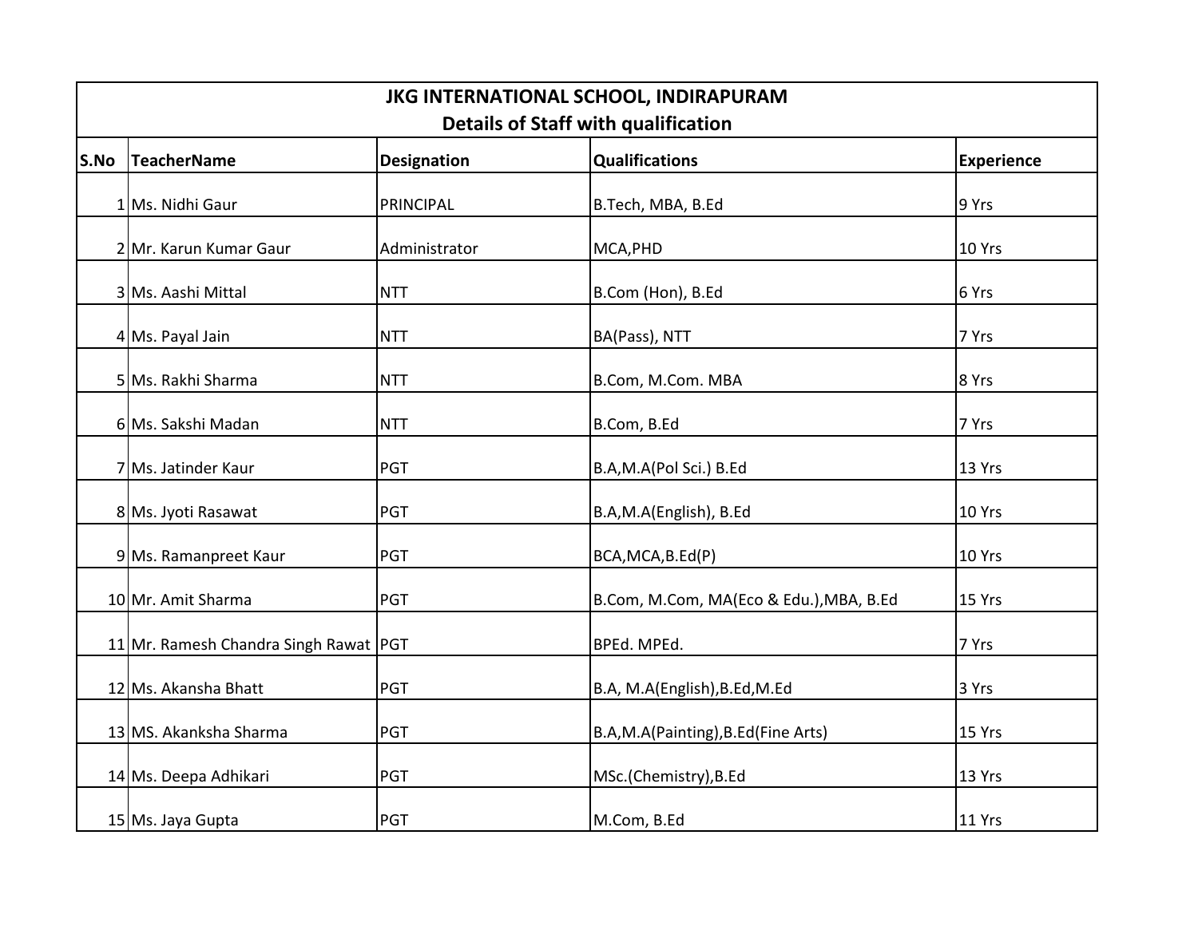# JKG INTERNATIONAL SCHOOL, INDIRAPURAM

## Details of Staff with qualification

| S.No | TeacherName | Designation | Qualifications | Experience |
|---|---|---|---|---|
| 1 | Ms. Nidhi Gaur | PRINCIPAL | B.Tech, MBA, B.Ed | 9 Yrs |
| 2 | Mr. Karun Kumar Gaur | Administrator | MCA,PHD | 10 Yrs |
| 3 | Ms. Aashi Mittal | NTT | B.Com (Hon), B.Ed | 6 Yrs |
| 4 | Ms. Payal Jain | NTT | BA(Pass), NTT | 7 Yrs |
| 5 | Ms. Rakhi Sharma | NTT | B.Com, M.Com. MBA | 8 Yrs |
| 6 | Ms. Sakshi Madan | NTT | B.Com, B.Ed | 7 Yrs |
| 7 | Ms. Jatinder Kaur | PGT | B.A,M.A(Pol Sci.) B.Ed | 13 Yrs |
| 8 | Ms. Jyoti Rasawat | PGT | B.A,M.A(English), B.Ed | 10 Yrs |
| 9 | Ms. Ramanpreet Kaur | PGT | BCA,MCA,B.Ed(P) | 10 Yrs |
| 10 | Mr. Amit Sharma | PGT | B.Com, M.Com, MA(Eco & Edu.),MBA, B.Ed | 15 Yrs |
| 11 | Mr. Ramesh Chandra Singh Rawat | PGT | BPEd. MPEd. | 7 Yrs |
| 12 | Ms. Akansha Bhatt | PGT | B.A, M.A(English),B.Ed,M.Ed | 3 Yrs |
| 13 | MS. Akanksha Sharma | PGT | B.A,M.A(Painting),B.Ed(Fine Arts) | 15 Yrs |
| 14 | Ms. Deepa Adhikari | PGT | MSc.(Chemistry),B.Ed | 13 Yrs |
| 15 | Ms. Jaya Gupta | PGT | M.Com, B.Ed | 11 Yrs |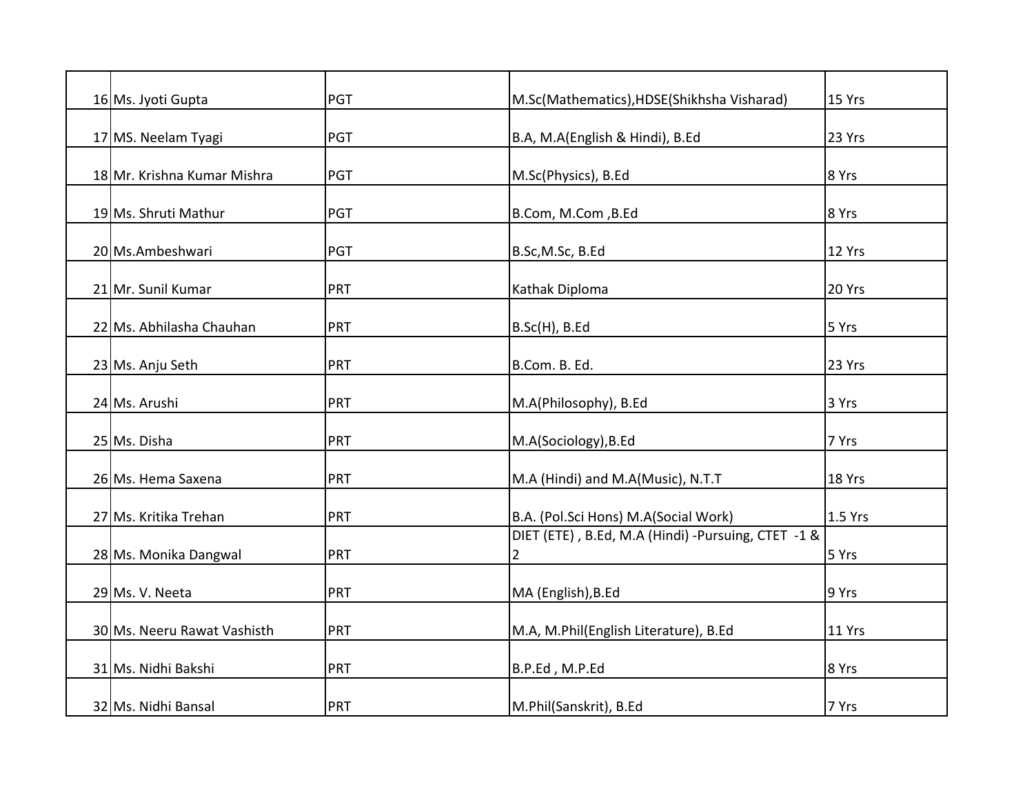| 16 | Ms. Jyoti Gupta | PGT | M.Sc(Mathematics),HDSE(Shikhsha Visharad) | 15 Yrs |
|---|---|---|---|---|
| 17 | MS. Neelam Tyagi | PGT | B.A, M.A(English & Hindi), B.Ed | 23 Yrs |
| 18 | Mr. Krishna Kumar Mishra | PGT | M.Sc(Physics), B.Ed | 8 Yrs |
| 19 | Ms. Shruti Mathur | PGT | B.Com, M.Com ,B.Ed | 8 Yrs |
| 20 | Ms.Ambeshwari | PGT | B.Sc,M.Sc, B.Ed | 12 Yrs |
| 21 | Mr. Sunil Kumar | PRT | Kathak Diploma | 20 Yrs |
| 22 | Ms. Abhilasha Chauhan | PRT | B.Sc(H), B.Ed | 5 Yrs |
| 23 | Ms. Anju Seth | PRT | B.Com. B. Ed. | 23 Yrs |
| 24 | Ms. Arushi | PRT | M.A(Philosophy), B.Ed | 3 Yrs |
| 25 | Ms. Disha | PRT | M.A(Sociology),B.Ed | 7 Yrs |
| 26 | Ms. Hema Saxena | PRT | M.A (Hindi) and M.A(Music), N.T.T | 18 Yrs |
| 27 | Ms. Kritika Trehan | PRT | B.A. (Pol.Sci Hons) M.A(Social Work) | 1.5 Yrs |
| 28 | Ms. Monika Dangwal | PRT | DIET (ETE) , B.Ed, M.A (Hindi) -Pursuing, CTET -1 & 2 | 5 Yrs |
| 29 | Ms. V. Neeta | PRT | MA (English),B.Ed | 9 Yrs |
| 30 | Ms. Neeru Rawat Vashisth | PRT | M.A, M.Phil(English Literature), B.Ed | 11 Yrs |
| 31 | Ms. Nidhi Bakshi | PRT | B.P.Ed , M.P.Ed | 8 Yrs |
| 32 | Ms. Nidhi Bansal | PRT | M.Phil(Sanskrit), B.Ed | 7 Yrs |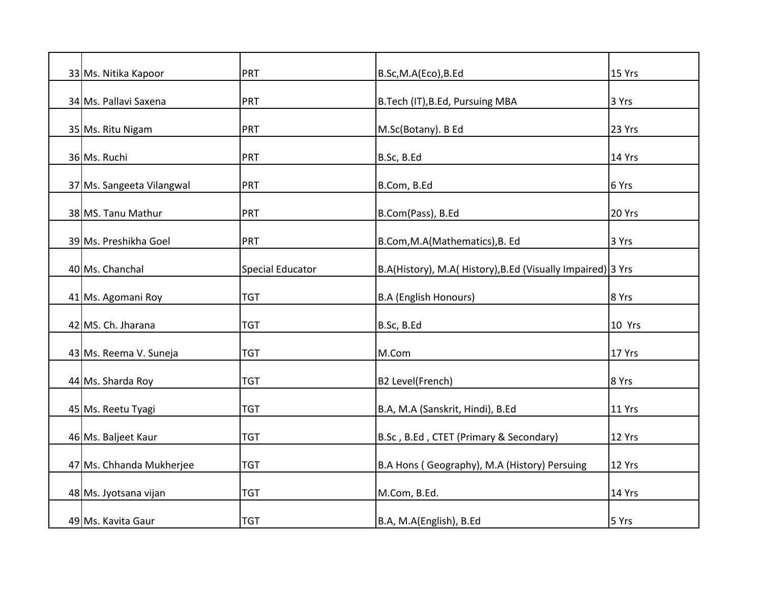| | | | | |
|---|---|---|---|---|
| 33 | Ms. Nitika Kapoor | PRT | B.Sc,M.A(Eco),B.Ed | 15 Yrs |
| 34 | Ms. Pallavi Saxena | PRT | B.Tech (IT),B.Ed, Pursuing MBA | 3 Yrs |
| 35 | Ms. Ritu Nigam | PRT | M.Sc(Botany). B Ed | 23 Yrs |
| 36 | Ms. Ruchi | PRT | B.Sc, B.Ed | 14 Yrs |
| 37 | Ms. Sangeeta Vilangwal | PRT | B.Com, B.Ed | 6 Yrs |
| 38 | MS. Tanu Mathur | PRT | B.Com(Pass), B.Ed | 20 Yrs |
| 39 | Ms. Preshikha Goel | PRT | B.Com,M.A(Mathematics),B. Ed | 3 Yrs |
| 40 | Ms. Chanchal | Special Educator | B.A(History), M.A( History),B.Ed (Visually Impaired) | 3 Yrs |
| 41 | Ms. Agomani Roy | TGT | B.A (English Honours) | 8 Yrs |
| 42 | MS. Ch. Jharana | TGT | B.Sc, B.Ed | 10 Yrs |
| 43 | Ms. Reema V. Suneja | TGT | M.Com | 17 Yrs |
| 44 | Ms. Sharda Roy | TGT | B2 Level(French) | 8 Yrs |
| 45 | Ms. Reetu Tyagi | TGT | B.A, M.A (Sanskrit, Hindi), B.Ed | 11 Yrs |
| 46 | Ms. Baljeet Kaur | TGT | B.Sc , B.Ed , CTET (Primary & Secondary) | 12 Yrs |
| 47 | Ms. Chhanda Mukherjee | TGT | B.A Hons ( Geography), M.A (History) Persuing | 12 Yrs |
| 48 | Ms. Jyotsana vijan | TGT | M.Com, B.Ed. | 14 Yrs |
| 49 | Ms. Kavita Gaur | TGT | B.A, M.A(English), B.Ed | 5 Yrs |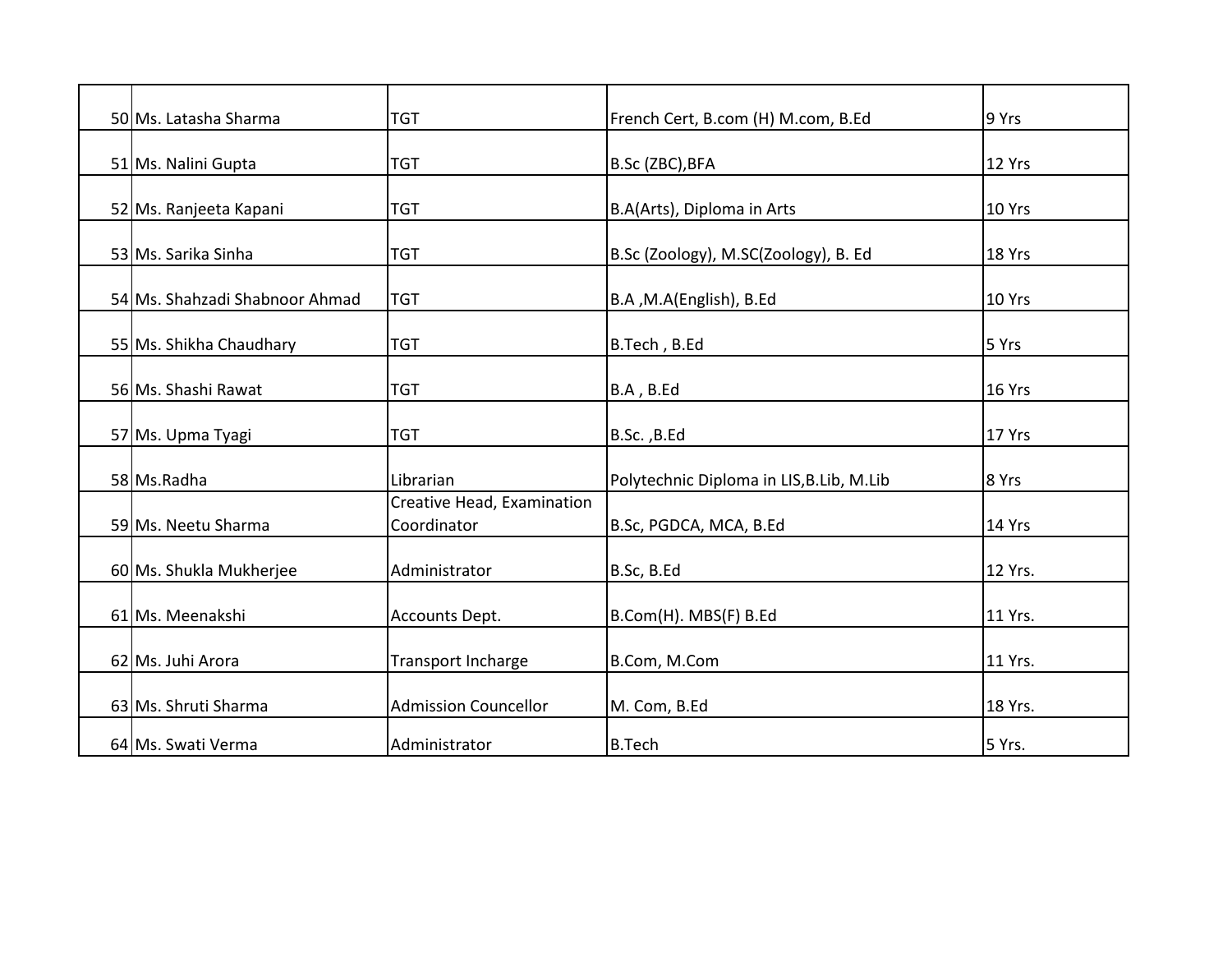| | | | | |
|---|---|---|---|---|
| 50 | Ms. Latasha Sharma | TGT | French Cert, B.com (H) M.com, B.Ed | 9 Yrs |
| 51 | Ms. Nalini Gupta | TGT | B.Sc (ZBC),BFA | 12 Yrs |
| 52 | Ms. Ranjeeta Kapani | TGT | B.A(Arts), Diploma in Arts | 10 Yrs |
| 53 | Ms. Sarika Sinha | TGT | B.Sc (Zoology), M.SC(Zoology), B. Ed | 18 Yrs |
| 54 | Ms. Shahzadi Shabnoor Ahmad | TGT | B.A ,M.A(English), B.Ed | 10 Yrs |
| 55 | Ms. Shikha Chaudhary | TGT | B.Tech , B.Ed | 5 Yrs |
| 56 | Ms. Shashi Rawat | TGT | B.A , B.Ed | 16 Yrs |
| 57 | Ms. Upma Tyagi | TGT | B.Sc. ,B.Ed | 17 Yrs |
| 58 | Ms.Radha | Librarian | Polytechnic Diploma in LIS,B.Lib, M.Lib | 8 Yrs |
| 59 | Ms. Neetu Sharma | Creative Head, Examination Coordinator | B.Sc, PGDCA, MCA, B.Ed | 14 Yrs |
| 60 | Ms. Shukla Mukherjee | Administrator | B.Sc, B.Ed | 12 Yrs. |
| 61 | Ms. Meenakshi | Accounts Dept. | B.Com(H). MBS(F) B.Ed | 11 Yrs. |
| 62 | Ms. Juhi Arora | Transport Incharge | B.Com, M.Com | 11 Yrs. |
| 63 | Ms. Shruti Sharma | Admission Councellor | M. Com, B.Ed | 18 Yrs. |
| 64 | Ms. Swati Verma | Administrator | B.Tech | 5 Yrs. |